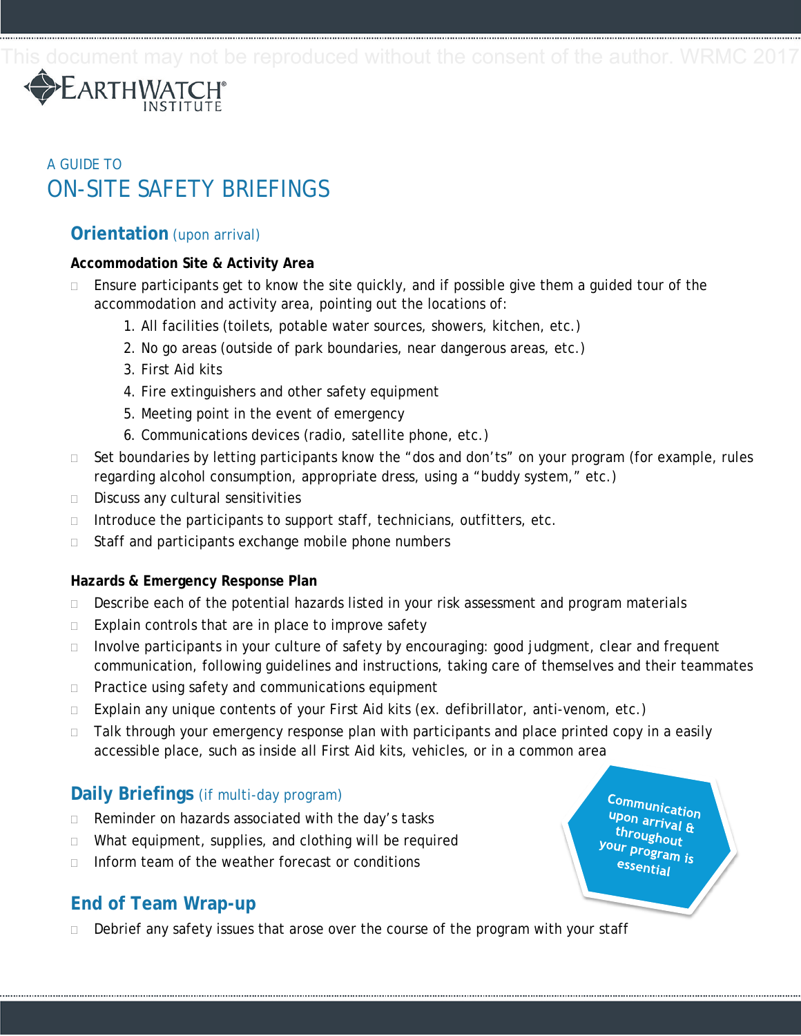This document may not be reproduced without the consent of the author. WRMC 2017

EARTHWATCH INSTITUTE

A GUIDE TO

# ON-SITE SAFETY BRIEFINGS

## Orientation (upon arrival)

**Accommodation Site & Activity Area**

- Ensure participants get to know the site quickly, and if possible give them a guided tour of the accommodation and activity area, pointing out the locations of:
  1. All facilities (toilets, potable water sources, showers, kitchen, etc.)
  2. No go areas (outside of park boundaries, near dangerous areas, etc.)
  3. First Aid kits
  4. Fire extinguishers and other safety equipment
  5. Meeting point in the event of emergency
  6. Communications devices (radio, satellite phone, etc.)
- Set boundaries by letting participants know the "dos and don'ts" on your program (for example, rules regarding alcohol consumption, appropriate dress, using a "buddy system," etc.)
- Discuss any cultural sensitivities
- Introduce the participants to support staff, technicians, outfitters, etc.
- Staff and participants exchange mobile phone numbers

**Hazards & Emergency Response Plan**

- Describe each of the potential hazards listed in your risk assessment and program materials
- Explain controls that are in place to improve safety
- Involve participants in your culture of safety by encouraging: good judgment, clear and frequent communication, following guidelines and instructions, taking care of themselves and their teammates
- Practice using safety and communications equipment
- Explain any unique contents of your First Aid kits (ex. defibrillator, anti-venom, etc.)
- Talk through your emergency response plan with participants and place printed copy in a easily accessible place, such as inside all First Aid kits, vehicles, or in a common area

## Daily Briefings (if multi-day program)

- Reminder on hazards associated with the day's tasks
- What equipment, supplies, and clothing will be required
- Inform team of the weather forecast or conditions

Communication upon arrival & throughout your program is essential

## End of Team Wrap-up

- Debrief any safety issues that arose over the course of the program with your staff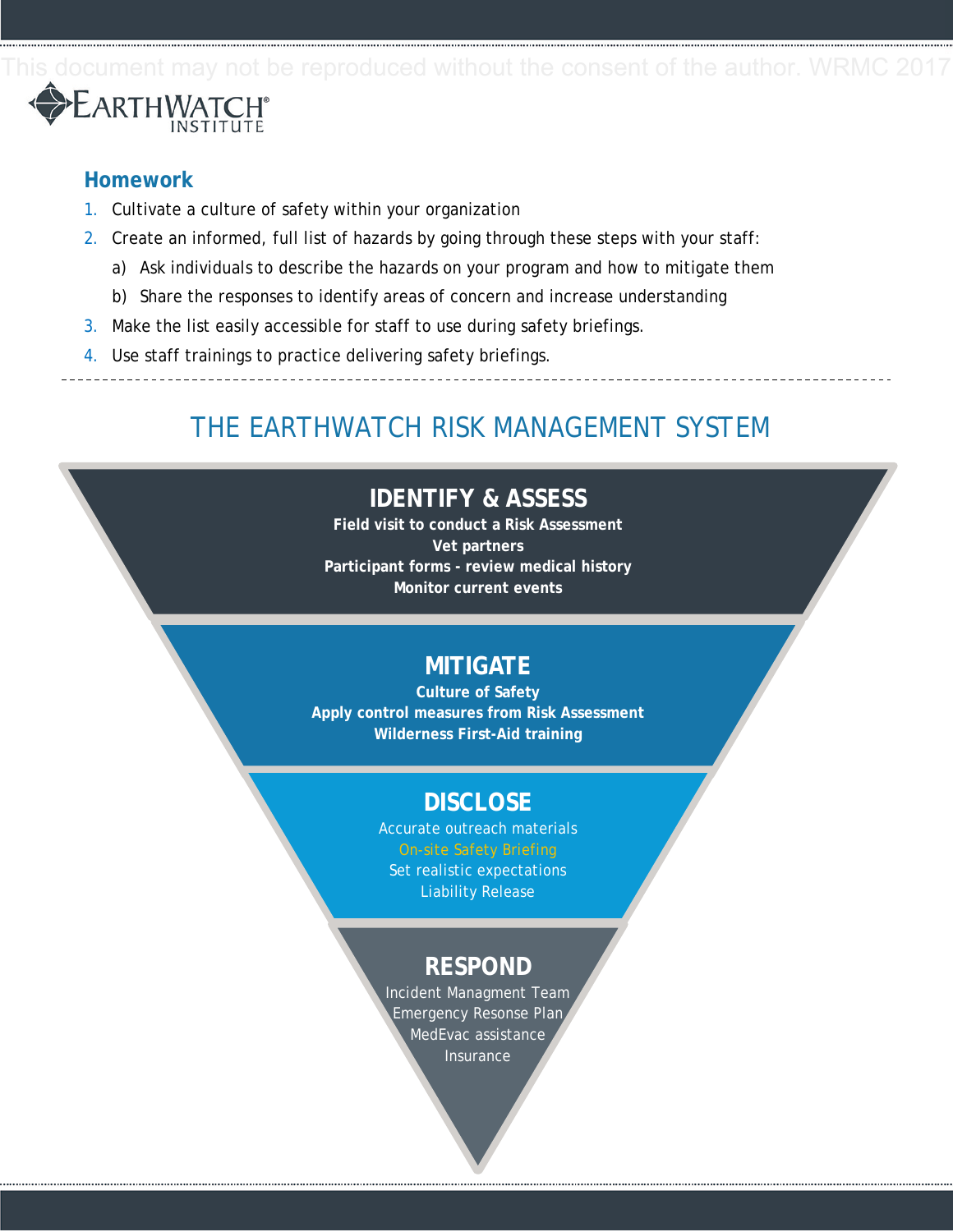This document may not be reproduced without the consent of the author. WRMC 2017

EARTHWATCH INSTITUTE

## Homework

1. Cultivate a culture of safety within your organization
2. Create an informed, full list of hazards by going through these steps with your staff:
   a) Ask individuals to describe the hazards on your program and how to mitigate them
   b) Share the responses to identify areas of concern and increase understanding
3. Make the list easily accessible for staff to use during safety briefings.
4. Use staff trainings to practice delivering safety briefings.

---

# THE EARTHWATCH RISK MANAGEMENT SYSTEM

## IDENTIFY & ASSESS

**Field visit to conduct a Risk Assessment**
**Vet partners**
**Participant forms - review medical history**
**Monitor current events**

## MITIGATE

**Culture of Safety**
**Apply control measures from Risk Assessment**
**Wilderness First-Aid training**

## DISCLOSE

Accurate outreach materials
On-site Safety Briefing
Set realistic expectations
Liability Release

## RESPOND

Incident Managment Team
Emergency Resonse Plan
MedEvac assistance
Insurance